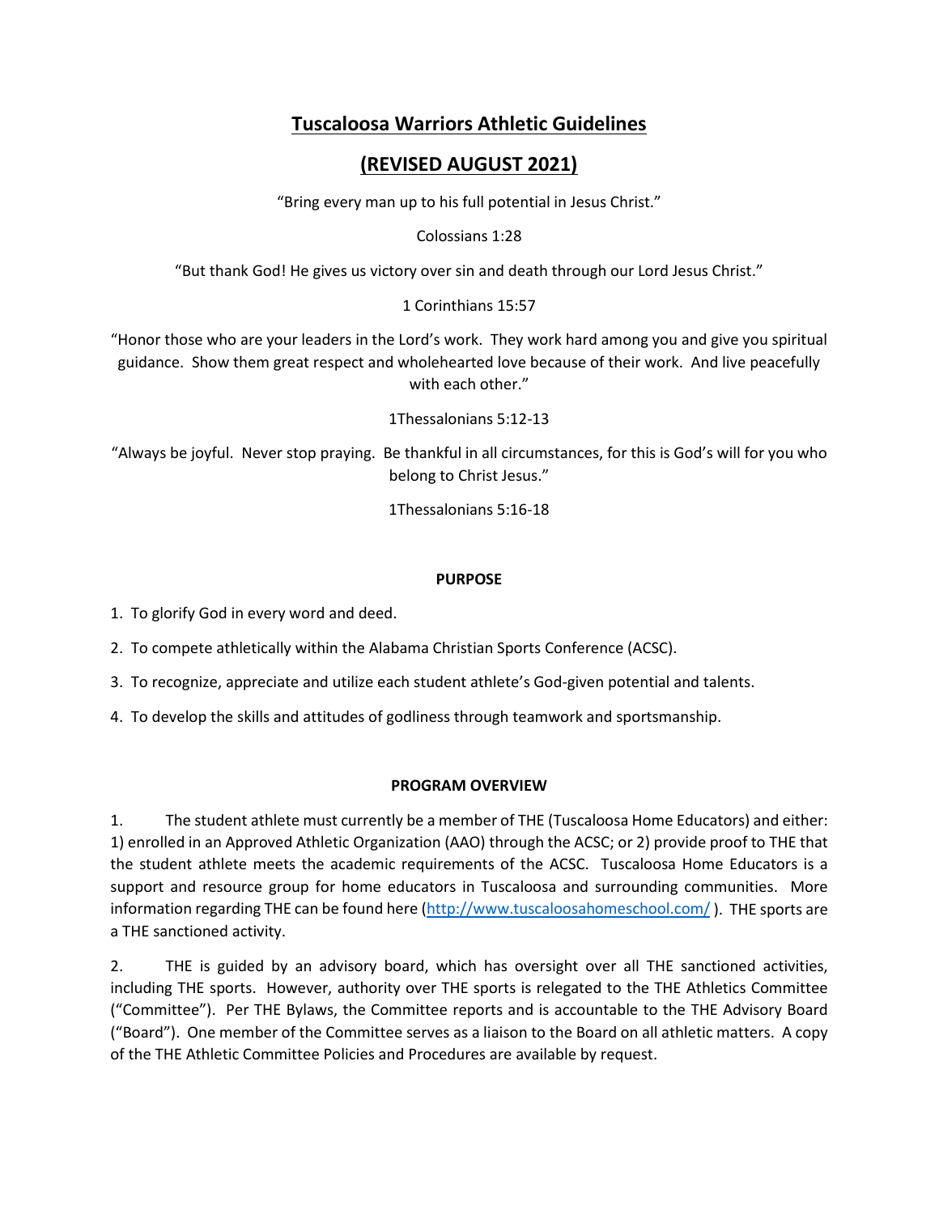# Tuscaloosa Warriors Athletic Guidelines

## (REVISED AUGUST 2021)

"Bring every man up to his full potential in Jesus Christ."

Colossians 1:28

"But thank God! He gives us victory over sin and death through our Lord Jesus Christ."

1 Corinthians 15:57

"Honor those who are your leaders in the Lord's work. They work hard among you and give you spiritual guidance. Show them great respect and wholehearted love because of their work. And live peacefully with each other."

1Thessalonians 5:12-13

"Always be joyful. Never stop praying. Be thankful in all circumstances, for this is God's will for you who belong to Christ Jesus."

1Thessalonians 5:16-18

**PURPOSE**

1. To glorify God in every word and deed.
2. To compete athletically within the Alabama Christian Sports Conference (ACSC).
3. To recognize, appreciate and utilize each student athlete's God-given potential and talents.
4. To develop the skills and attitudes of godliness through teamwork and sportsmanship.

**PROGRAM OVERVIEW**

1. The student athlete must currently be a member of THE (Tuscaloosa Home Educators) and either: 1) enrolled in an Approved Athletic Organization (AAO) through the ACSC; or 2) provide proof to THE that the student athlete meets the academic requirements of the ACSC. Tuscaloosa Home Educators is a support and resource group for home educators in Tuscaloosa and surrounding communities. More information regarding THE can be found here (http://www.tuscaloosahomeschool.com/ ). THE sports are a THE sanctioned activity.

2. THE is guided by an advisory board, which has oversight over all THE sanctioned activities, including THE sports. However, authority over THE sports is relegated to the THE Athletics Committee ("Committee"). Per THE Bylaws, the Committee reports and is accountable to the THE Advisory Board ("Board"). One member of the Committee serves as a liaison to the Board on all athletic matters. A copy of the THE Athletic Committee Policies and Procedures are available by request.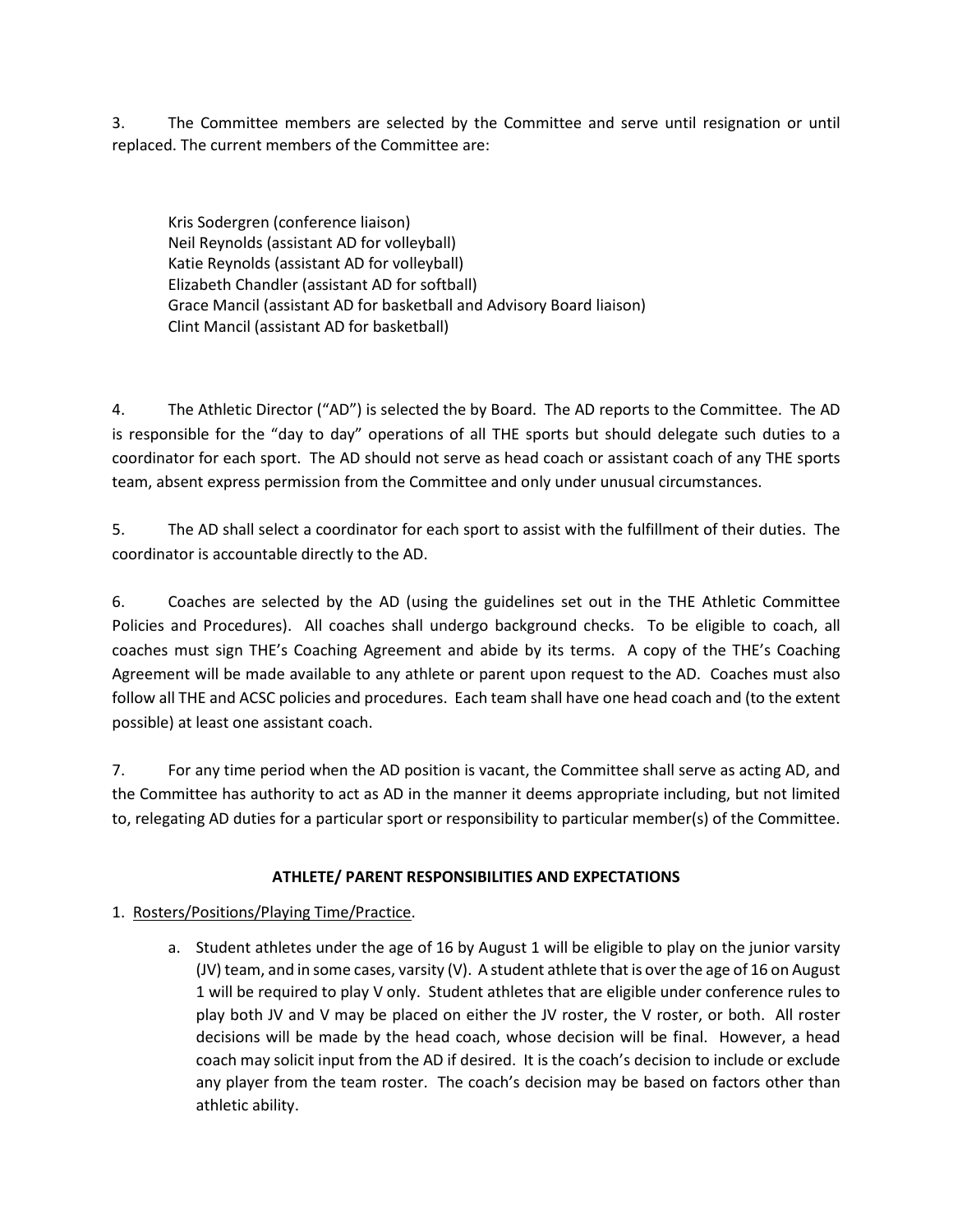3. The Committee members are selected by the Committee and serve until resignation or until replaced. The current members of the Committee are:

Kris Sodergren (conference liaison)
Neil Reynolds (assistant AD for volleyball)
Katie Reynolds (assistant AD for volleyball)
Elizabeth Chandler (assistant AD for softball)
Grace Mancil (assistant AD for basketball and Advisory Board liaison)
Clint Mancil (assistant AD for basketball)

4. The Athletic Director ("AD") is selected the by Board. The AD reports to the Committee. The AD is responsible for the "day to day" operations of all THE sports but should delegate such duties to a coordinator for each sport. The AD should not serve as head coach or assistant coach of any THE sports team, absent express permission from the Committee and only under unusual circumstances.

5. The AD shall select a coordinator for each sport to assist with the fulfillment of their duties. The coordinator is accountable directly to the AD.

6. Coaches are selected by the AD (using the guidelines set out in the THE Athletic Committee Policies and Procedures). All coaches shall undergo background checks. To be eligible to coach, all coaches must sign THE's Coaching Agreement and abide by its terms. A copy of the THE's Coaching Agreement will be made available to any athlete or parent upon request to the AD. Coaches must also follow all THE and ACSC policies and procedures. Each team shall have one head coach and (to the extent possible) at least one assistant coach.

7. For any time period when the AD position is vacant, the Committee shall serve as acting AD, and the Committee has authority to act as AD in the manner it deems appropriate including, but not limited to, relegating AD duties for a particular sport or responsibility to particular member(s) of the Committee.

## ATHLETE/ PARENT RESPONSIBILITIES AND EXPECTATIONS

1. Rosters/Positions/Playing Time/Practice.

   a. Student athletes under the age of 16 by August 1 will be eligible to play on the junior varsity (JV) team, and in some cases, varsity (V). A student athlete that is over the age of 16 on August 1 will be required to play V only. Student athletes that are eligible under conference rules to play both JV and V may be placed on either the JV roster, the V roster, or both. All roster decisions will be made by the head coach, whose decision will be final. However, a head coach may solicit input from the AD if desired. It is the coach's decision to include or exclude any player from the team roster. The coach's decision may be based on factors other than athletic ability.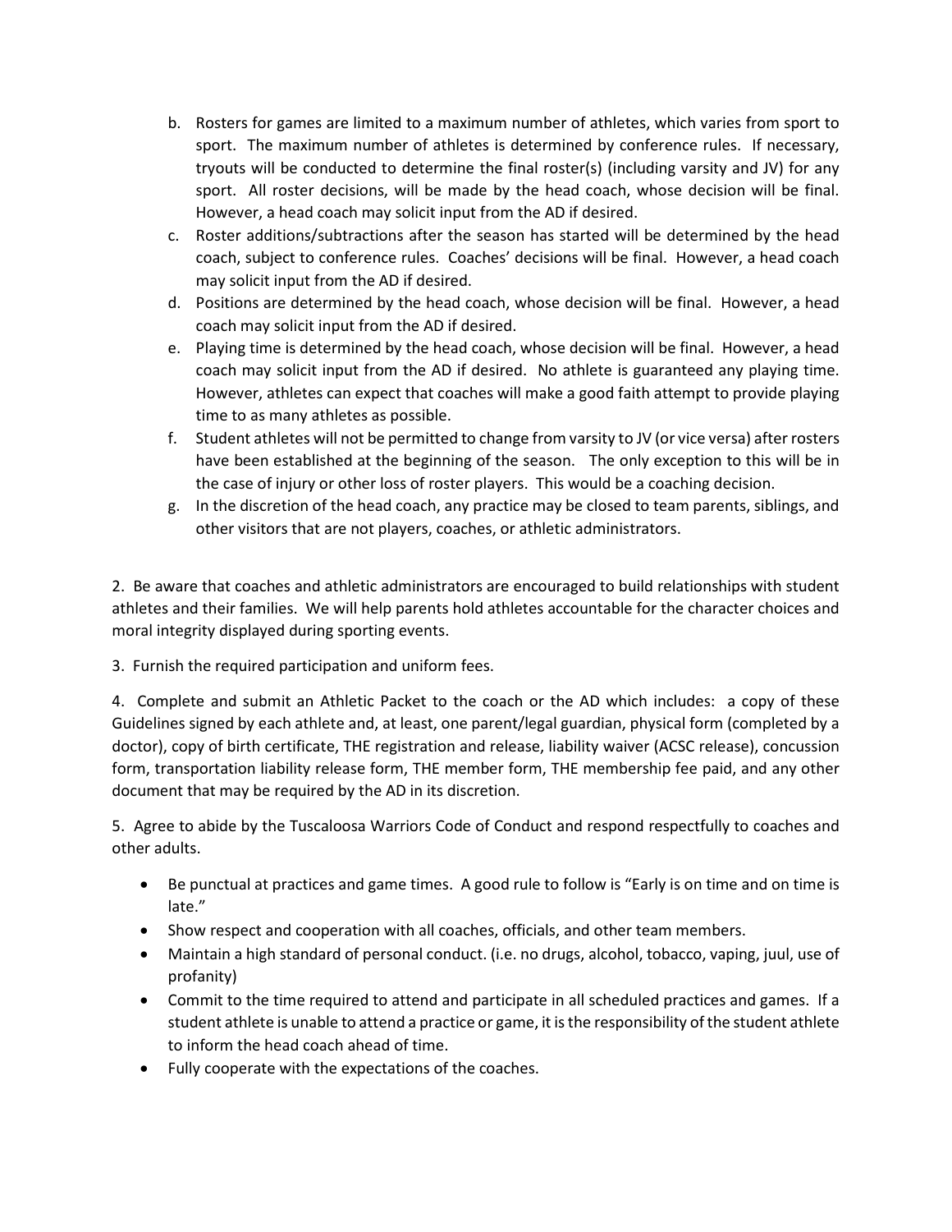b. Rosters for games are limited to a maximum number of athletes, which varies from sport to sport. The maximum number of athletes is determined by conference rules. If necessary, tryouts will be conducted to determine the final roster(s) (including varsity and JV) for any sport. All roster decisions, will be made by the head coach, whose decision will be final. However, a head coach may solicit input from the AD if desired.

c. Roster additions/subtractions after the season has started will be determined by the head coach, subject to conference rules. Coaches' decisions will be final. However, a head coach may solicit input from the AD if desired.

d. Positions are determined by the head coach, whose decision will be final. However, a head coach may solicit input from the AD if desired.

e. Playing time is determined by the head coach, whose decision will be final. However, a head coach may solicit input from the AD if desired. No athlete is guaranteed any playing time. However, athletes can expect that coaches will make a good faith attempt to provide playing time to as many athletes as possible.

f. Student athletes will not be permitted to change from varsity to JV (or vice versa) after rosters have been established at the beginning of the season. The only exception to this will be in the case of injury or other loss of roster players. This would be a coaching decision.

g. In the discretion of the head coach, any practice may be closed to team parents, siblings, and other visitors that are not players, coaches, or athletic administrators.

2. Be aware that coaches and athletic administrators are encouraged to build relationships with student athletes and their families. We will help parents hold athletes accountable for the character choices and moral integrity displayed during sporting events.

3. Furnish the required participation and uniform fees.

4. Complete and submit an Athletic Packet to the coach or the AD which includes: a copy of these Guidelines signed by each athlete and, at least, one parent/legal guardian, physical form (completed by a doctor), copy of birth certificate, THE registration and release, liability waiver (ACSC release), concussion form, transportation liability release form, THE member form, THE membership fee paid, and any other document that may be required by the AD in its discretion.

5. Agree to abide by the Tuscaloosa Warriors Code of Conduct and respond respectfully to coaches and other adults.

- Be punctual at practices and game times. A good rule to follow is "Early is on time and on time is late."
- Show respect and cooperation with all coaches, officials, and other team members.
- Maintain a high standard of personal conduct. (i.e. no drugs, alcohol, tobacco, vaping, juul, use of profanity)
- Commit to the time required to attend and participate in all scheduled practices and games. If a student athlete is unable to attend a practice or game, it is the responsibility of the student athlete to inform the head coach ahead of time.
- Fully cooperate with the expectations of the coaches.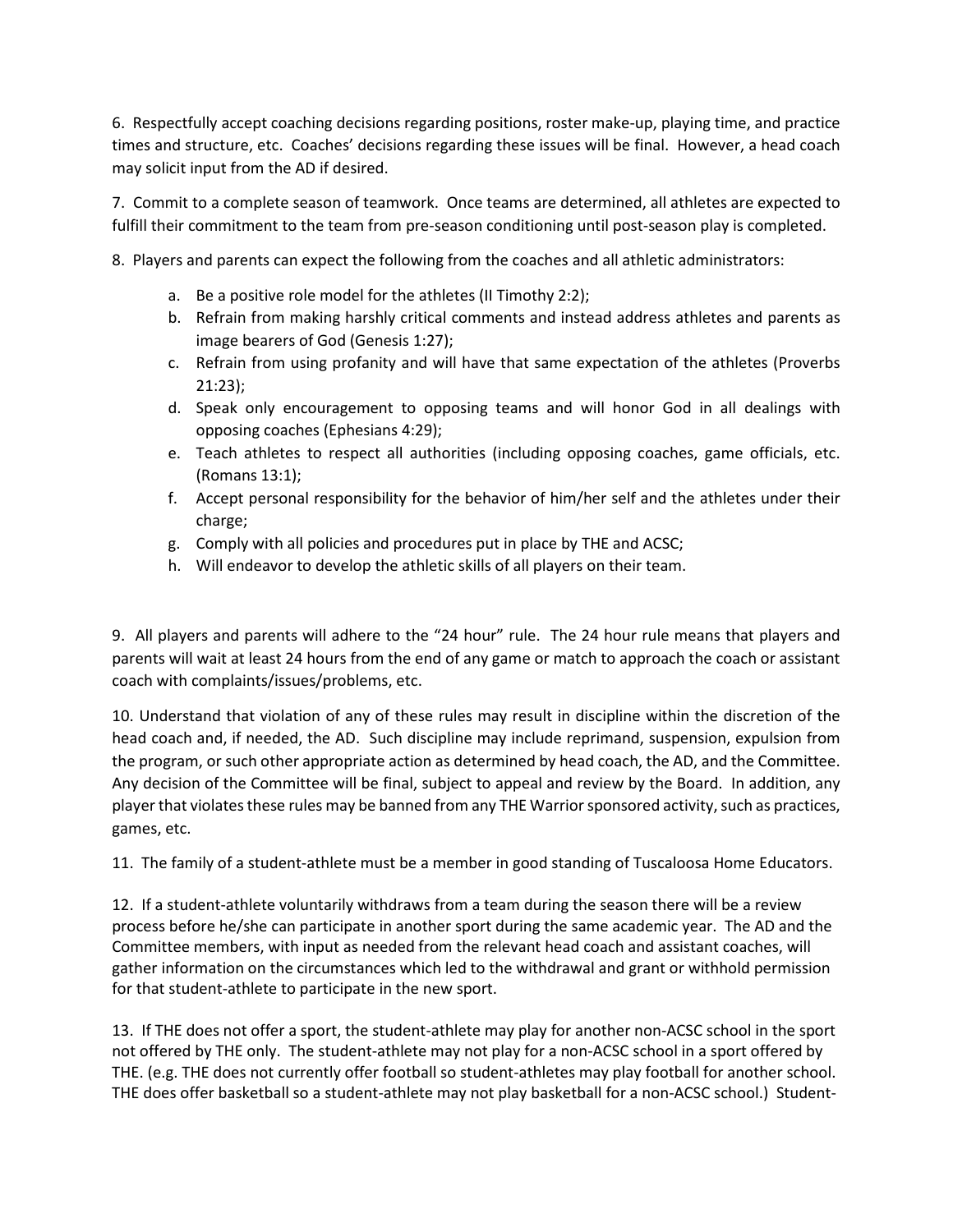6. Respectfully accept coaching decisions regarding positions, roster make-up, playing time, and practice times and structure, etc. Coaches' decisions regarding these issues will be final. However, a head coach may solicit input from the AD if desired.

7. Commit to a complete season of teamwork. Once teams are determined, all athletes are expected to fulfill their commitment to the team from pre-season conditioning until post-season play is completed.

8. Players and parents can expect the following from the coaches and all athletic administrators:

   a. Be a positive role model for the athletes (II Timothy 2:2);
   b. Refrain from making harshly critical comments and instead address athletes and parents as image bearers of God (Genesis 1:27);
   c. Refrain from using profanity and will have that same expectation of the athletes (Proverbs 21:23);
   d. Speak only encouragement to opposing teams and will honor God in all dealings with opposing coaches (Ephesians 4:29);
   e. Teach athletes to respect all authorities (including opposing coaches, game officials, etc. (Romans 13:1);
   f. Accept personal responsibility for the behavior of him/her self and the athletes under their charge;
   g. Comply with all policies and procedures put in place by THE and ACSC;
   h. Will endeavor to develop the athletic skills of all players on their team.

9. All players and parents will adhere to the "24 hour" rule. The 24 hour rule means that players and parents will wait at least 24 hours from the end of any game or match to approach the coach or assistant coach with complaints/issues/problems, etc.

10. Understand that violation of any of these rules may result in discipline within the discretion of the head coach and, if needed, the AD. Such discipline may include reprimand, suspension, expulsion from the program, or such other appropriate action as determined by head coach, the AD, and the Committee. Any decision of the Committee will be final, subject to appeal and review by the Board. In addition, any player that violates these rules may be banned from any THE Warrior sponsored activity, such as practices, games, etc.

11. The family of a student-athlete must be a member in good standing of Tuscaloosa Home Educators.

12. If a student-athlete voluntarily withdraws from a team during the season there will be a review process before he/she can participate in another sport during the same academic year. The AD and the Committee members, with input as needed from the relevant head coach and assistant coaches, will gather information on the circumstances which led to the withdrawal and grant or withhold permission for that student-athlete to participate in the new sport.

13. If THE does not offer a sport, the student-athlete may play for another non-ACSC school in the sport not offered by THE only. The student-athlete may not play for a non-ACSC school in a sport offered by THE. (e.g. THE does not currently offer football so student-athletes may play football for another school. THE does offer basketball so a student-athlete may not play basketball for a non-ACSC school.) Student-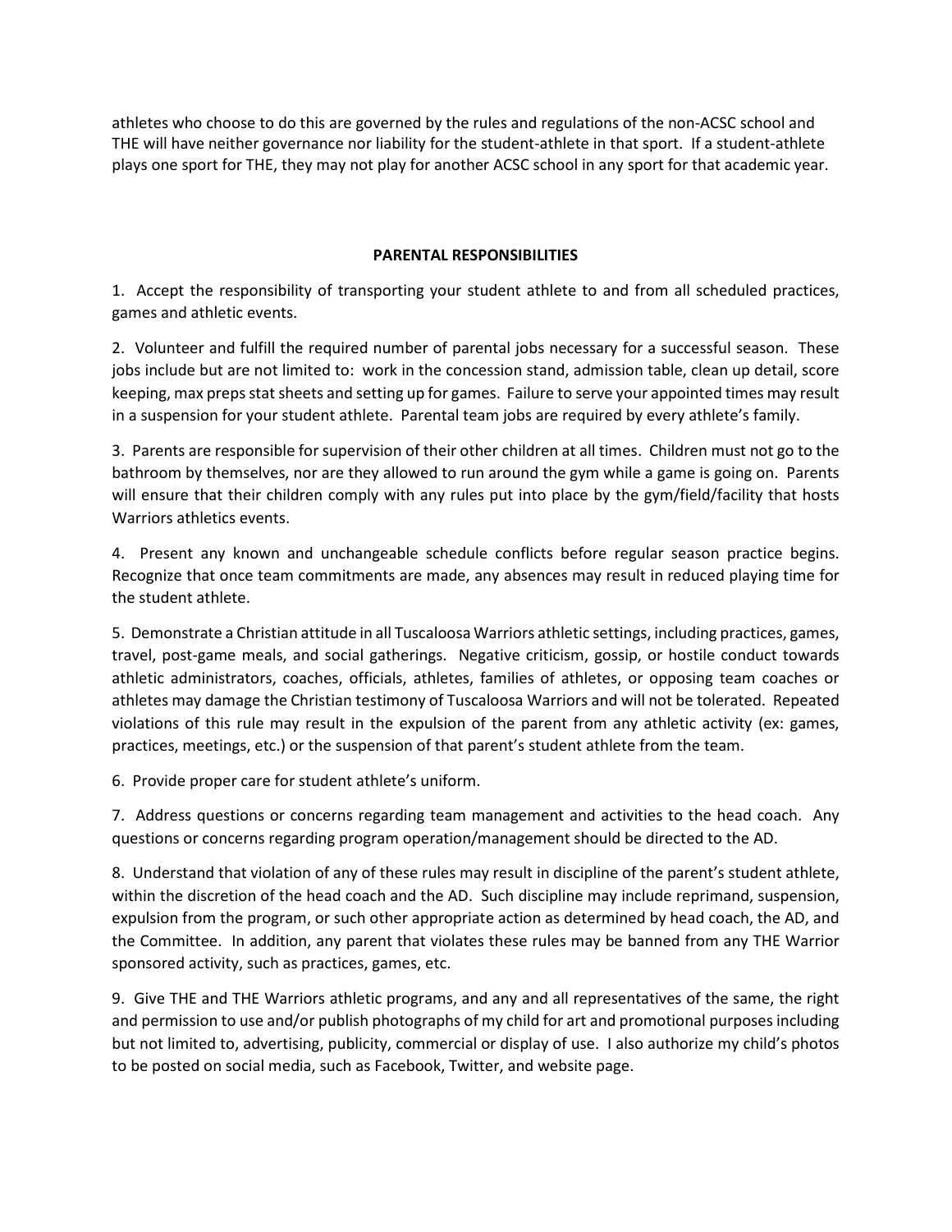athletes who choose to do this are governed by the rules and regulations of the non-ACSC school and THE will have neither governance nor liability for the student-athlete in that sport. If a student-athlete plays one sport for THE, they may not play for another ACSC school in any sport for that academic year.

## PARENTAL RESPONSIBILITIES

1. Accept the responsibility of transporting your student athlete to and from all scheduled practices, games and athletic events.

2. Volunteer and fulfill the required number of parental jobs necessary for a successful season. These jobs include but are not limited to: work in the concession stand, admission table, clean up detail, score keeping, max preps stat sheets and setting up for games. Failure to serve your appointed times may result in a suspension for your student athlete. Parental team jobs are required by every athlete's family.

3. Parents are responsible for supervision of their other children at all times. Children must not go to the bathroom by themselves, nor are they allowed to run around the gym while a game is going on. Parents will ensure that their children comply with any rules put into place by the gym/field/facility that hosts Warriors athletics events.

4. Present any known and unchangeable schedule conflicts before regular season practice begins. Recognize that once team commitments are made, any absences may result in reduced playing time for the student athlete.

5. Demonstrate a Christian attitude in all Tuscaloosa Warriors athletic settings, including practices, games, travel, post-game meals, and social gatherings. Negative criticism, gossip, or hostile conduct towards athletic administrators, coaches, officials, athletes, families of athletes, or opposing team coaches or athletes may damage the Christian testimony of Tuscaloosa Warriors and will not be tolerated. Repeated violations of this rule may result in the expulsion of the parent from any athletic activity (ex: games, practices, meetings, etc.) or the suspension of that parent's student athlete from the team.

6. Provide proper care for student athlete's uniform.

7. Address questions or concerns regarding team management and activities to the head coach. Any questions or concerns regarding program operation/management should be directed to the AD.

8. Understand that violation of any of these rules may result in discipline of the parent's student athlete, within the discretion of the head coach and the AD. Such discipline may include reprimand, suspension, expulsion from the program, or such other appropriate action as determined by head coach, the AD, and the Committee. In addition, any parent that violates these rules may be banned from any THE Warrior sponsored activity, such as practices, games, etc.

9. Give THE and THE Warriors athletic programs, and any and all representatives of the same, the right and permission to use and/or publish photographs of my child for art and promotional purposes including but not limited to, advertising, publicity, commercial or display of use. I also authorize my child's photos to be posted on social media, such as Facebook, Twitter, and website page.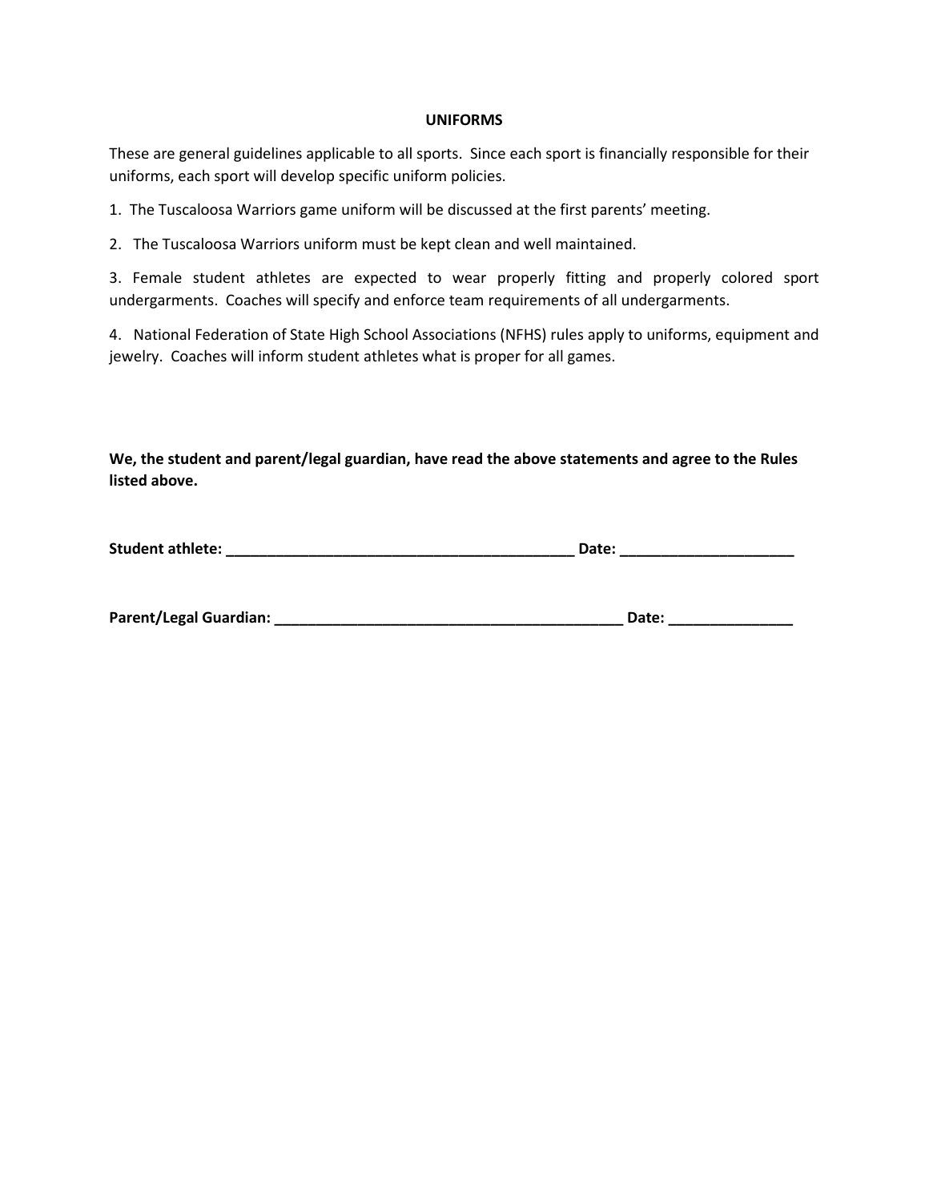## UNIFORMS

These are general guidelines applicable to all sports. Since each sport is financially responsible for their uniforms, each sport will develop specific uniform policies.

1. The Tuscaloosa Warriors game uniform will be discussed at the first parents' meeting.

2. The Tuscaloosa Warriors uniform must be kept clean and well maintained.

3. Female student athletes are expected to wear properly fitting and properly colored sport undergarments. Coaches will specify and enforce team requirements of all undergarments.

4. National Federation of State High School Associations (NFHS) rules apply to uniforms, equipment and jewelry. Coaches will inform student athletes what is proper for all games.

**We, the student and parent/legal guardian, have read the above statements and agree to the Rules listed above.**

**Student athlete: ___________________________________________ Date: ____________________**

**Parent/Legal Guardian: ___________________________________________ Date: _______________**